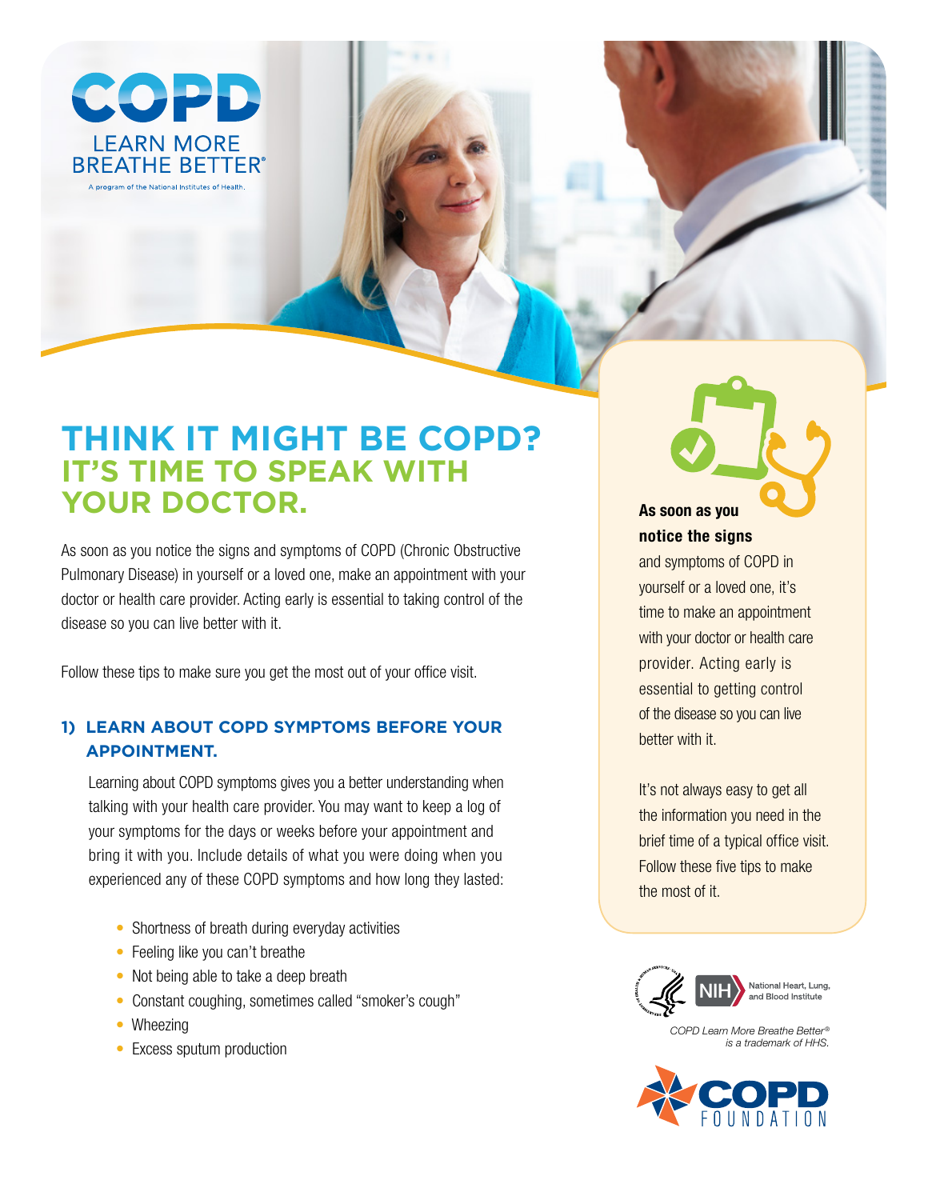# COPD

LEARN MORE BREATHE BETTER®

A program of the National Institutes of Health.

# THINK IT MIGHT BE COPD? IT'S TIME TO SPEAK WITH YOUR DOCTOR.

As soon as you notice the signs and symptoms of COPD (Chronic Obstructive Pulmonary Disease) in yourself or a loved one, make an appointment with your doctor or health care provider. Acting early is essential to taking control of the disease so you can live better with it.

Follow these tips to make sure you get the most out of your office visit.

## 1) LEARN ABOUT COPD SYMPTOMS BEFORE YOUR APPOINTMENT.

Learning about COPD symptoms gives you a better understanding when talking with your health care provider. You may want to keep a log of your symptoms for the days or weeks before your appointment and bring it with you. Include details of what you were doing when you experienced any of these COPD symptoms and how long they lasted:

- Shortness of breath during everyday activities
- Feeling like you can't breathe
- Not being able to take a deep breath
- Constant coughing, sometimes called "smoker's cough"
- Wheezing
- Excess sputum production

**As soon as you notice the signs** and symptoms of COPD in yourself or a loved one, it's time to make an appointment with your doctor or health care provider. Acting early is essential to getting control of the disease so you can live better with it.

It's not always easy to get all the information you need in the brief time of a typical office visit. Follow these five tips to make the most of it.

NIH National Heart, Lung, and Blood Institute

*COPD Learn More Breathe Better® is a trademark of HHS.*

COPD FOUNDATION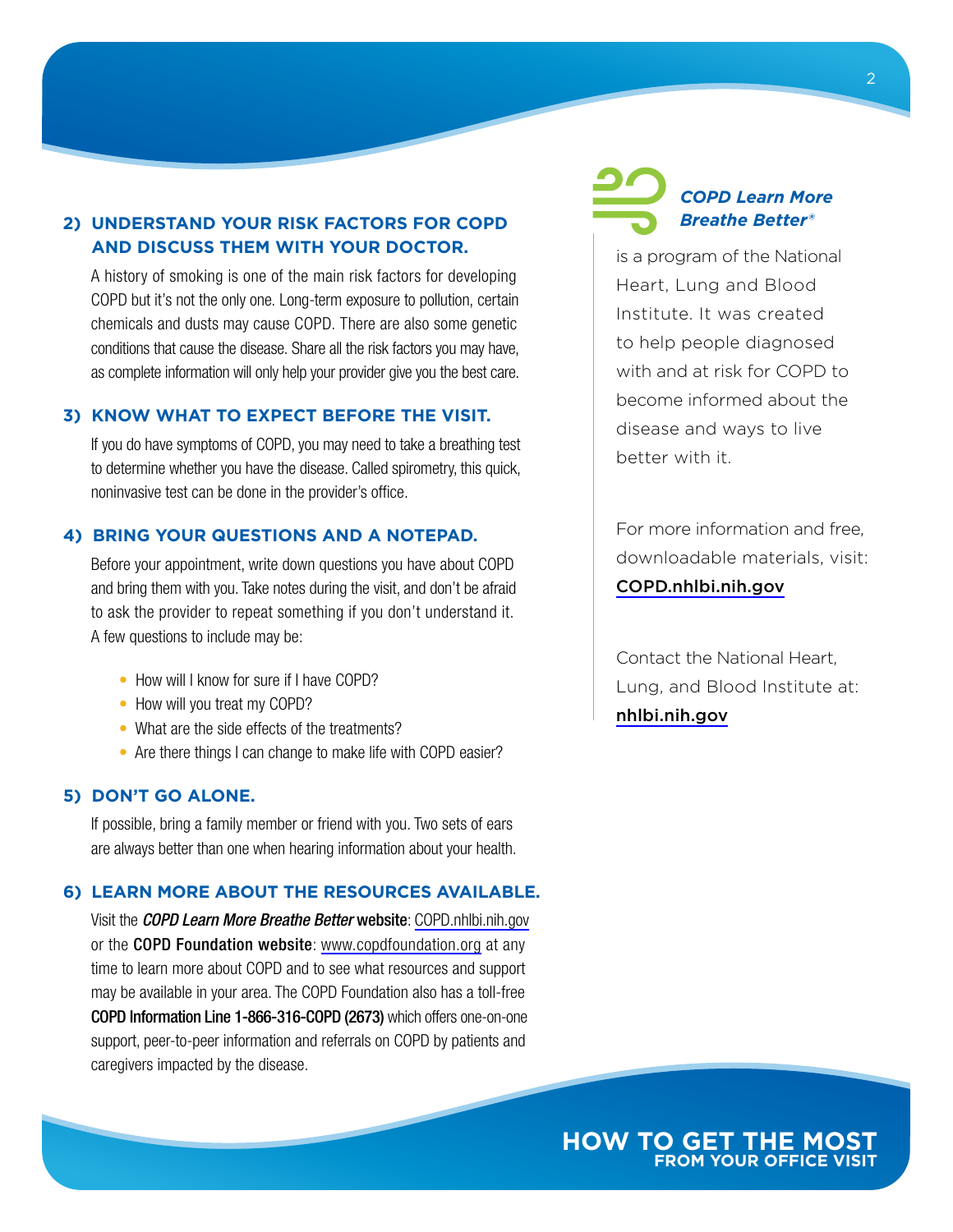## 2) UNDERSTAND YOUR RISK FACTORS FOR COPD AND DISCUSS THEM WITH YOUR DOCTOR.

A history of smoking is one of the main risk factors for developing COPD but it's not the only one. Long-term exposure to pollution, certain chemicals and dusts may cause COPD. There are also some genetic conditions that cause the disease. Share all the risk factors you may have, as complete information will only help your provider give you the best care.

## 3) KNOW WHAT TO EXPECT BEFORE THE VISIT.

If you do have symptoms of COPD, you may need to take a breathing test to determine whether you have the disease. Called spirometry, this quick, noninvasive test can be done in the provider's office.

## 4) BRING YOUR QUESTIONS AND A NOTEPAD.

Before your appointment, write down questions you have about COPD and bring them with you. Take notes during the visit, and don't be afraid to ask the provider to repeat something if you don't understand it. A few questions to include may be:

- How will I know for sure if I have COPD?
- How will you treat my COPD?
- What are the side effects of the treatments?
- Are there things I can change to make life with COPD easier?

## 5) DON'T GO ALONE.

If possible, bring a family member or friend with you. Two sets of ears are always better than one when hearing information about your health.

## 6) LEARN MORE ABOUT THE RESOURCES AVAILABLE.

Visit the ***COPD Learn More Breathe Better*** **website**: COPD.nhlbi.nih.gov or the **COPD Foundation website**: www.copdfoundation.org at any time to learn more about COPD and to see what resources and support may be available in your area. The COPD Foundation also has a toll-free **COPD Information Line 1-866-316-COPD (2673)** which offers one-on-one support, peer-to-peer information and referrals on COPD by patients and caregivers impacted by the disease.

***COPD Learn More Breathe Better®***

is a program of the National Heart, Lung and Blood Institute. It was created to help people diagnosed with and at risk for COPD to become informed about the disease and ways to live better with it.

For more information and free, downloadable materials, visit: COPD.nhlbi.nih.gov

Contact the National Heart, Lung, and Blood Institute at: nhlbi.nih.gov

**HOW TO GET THE MOST FROM YOUR OFFICE VISIT**